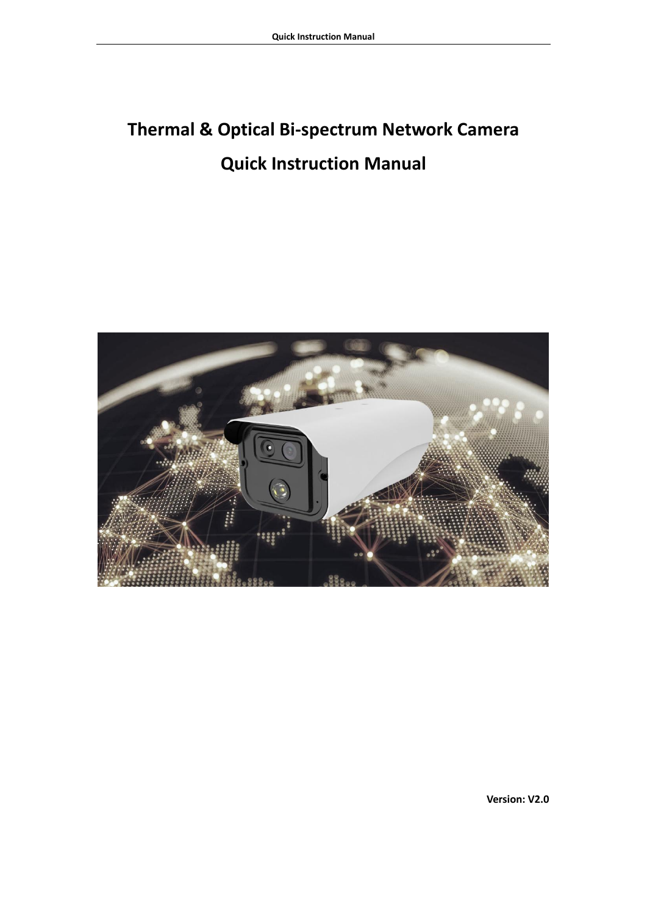# Thermal & Optical Bi-spectrum Network Camera

# Quick Instruction Manual

**Version: V2.0**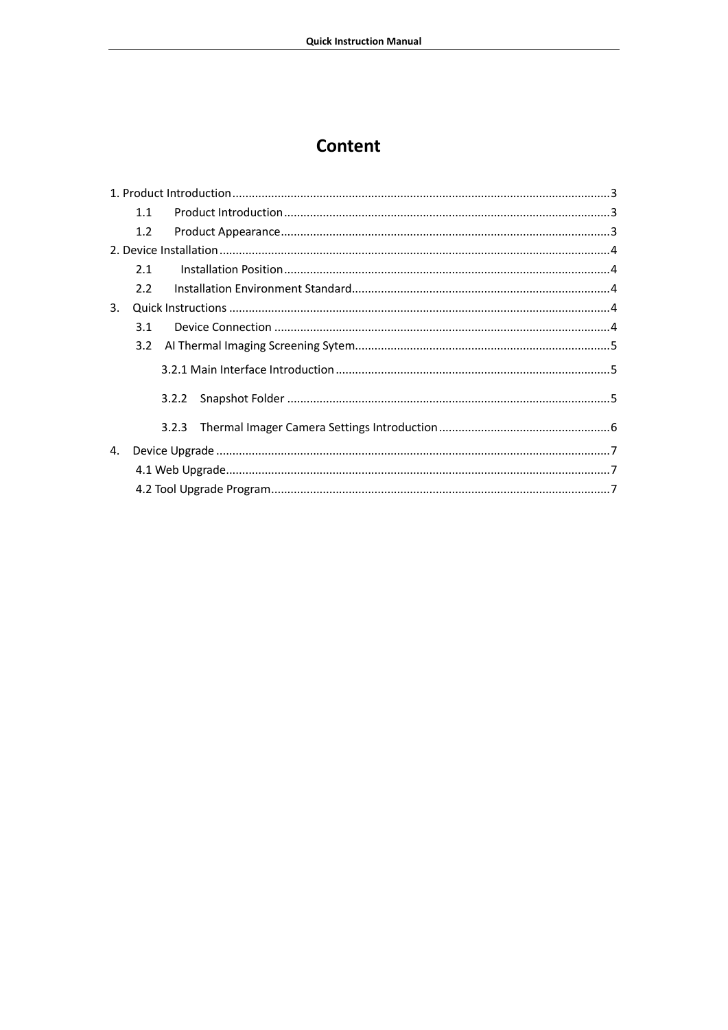# Content

1. Product Introduction....................................................................................................................3
   - 1.1 Product Introduction....................................................................................................3
   - 1.2 Product Appearance.....................................................................................................3

2. Device Installation.........................................................................................................................4
   - 2.1 Installation Position....................................................................................................4
   - 2.2 Installation Environment Standard................................................................................4

3. Quick Instructions......................................................................................................................4
   - 3.1 Device Connection.......................................................................................................4
   - 3.2 AI Thermal Imaging Screening Sytem...............................................................................5
     - 3.2.1 Main Interface Introduction.....................................................................................5
     - 3.2.2 Snapshot Folder...................................................................................................5
     - 3.2.3 Thermal Imager Camera Settings Introduction.....................................................6

4. Device Upgrade.........................................................................................................................7
   - 4.1 Web Upgrade......................................................................................................................7
   - 4.2 Tool Upgrade Program........................................................................................................7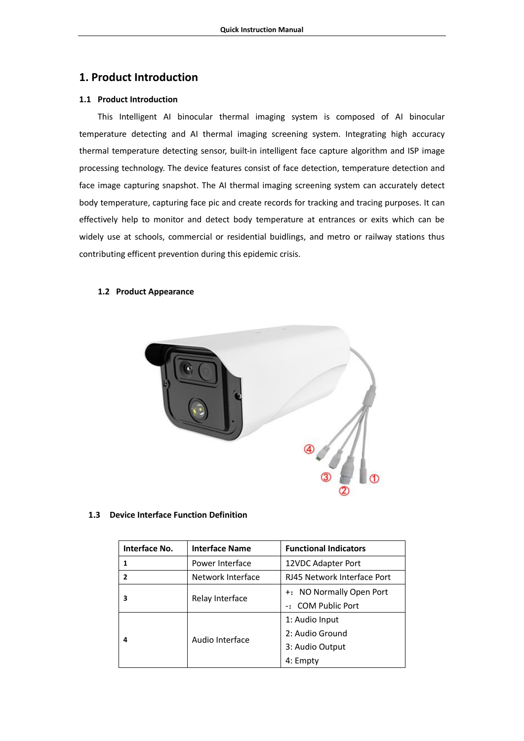# 1. Product Introduction

## 1.1 Product Introduction

This Intelligent AI binocular thermal imaging system is composed of AI binocular temperature detecting and AI thermal imaging screening system. Integrating high accuracy thermal temperature detecting sensor, built-in intelligent face capture algorithm and ISP image processing technology. The device features consist of face detection, temperature detection and face image capturing snapshot. The AI thermal imaging screening system can accurately detect body temperature, capturing face pic and create records for tracking and tracing purposes. It can effectively help to monitor and detect body temperature at entrances or exits which can be widely use at schools, commercial or residential buidlings, and metro or railway stations thus contributing efficent prevention during this epidemic crisis.

## 1.2 Product Appearance

## 1.3 Device Interface Function Definition

| Interface No. | Interface Name | Functional Indicators |
|---|---|---|
| **1** | Power Interface | 12VDC Adapter Port |
| **2** | Network Interface | RJ45 Network Interface Port |
| **3** | Relay Interface | +： NO Normally Open Port<br>-： COM Public Port |
| **4** | Audio Interface | 1: Audio Input<br>2: Audio Ground<br>3: Audio Output<br>4: Empty |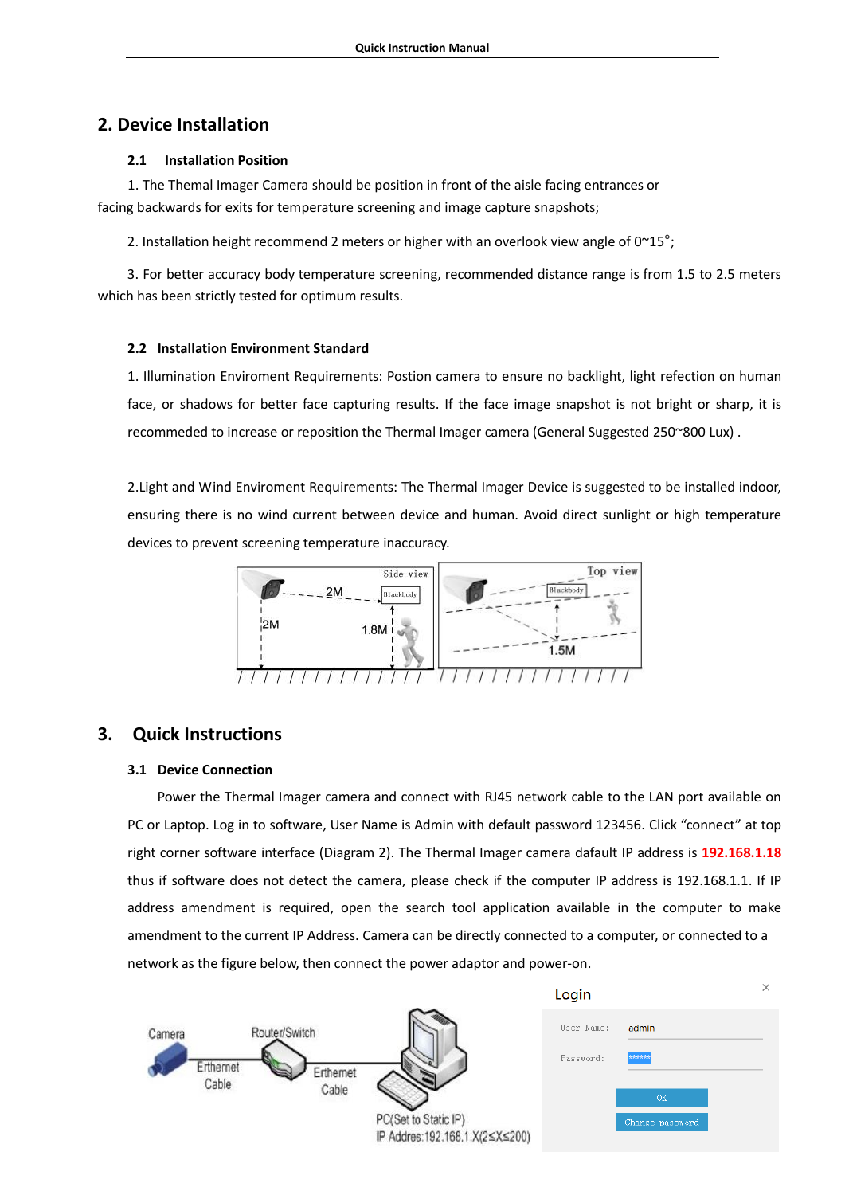## 2. Device Installation

### 2.1 Installation Position

1. The Themal Imager Camera should be position in front of the aisle facing entrances or facing backwards for exits for temperature screening and image capture snapshots;

2. Installation height recommend 2 meters or higher with an overlook view angle of 0~15°;

3. For better accuracy body temperature screening, recommended distance range is from 1.5 to 2.5 meters which has been strictly tested for optimum results.

### 2.2 Installation Environment Standard

1. Illumination Enviroment Requirements: Postion camera to ensure no backlight, light refection on human face, or shadows for better face capturing results. If the face image snapshot is not bright or sharp, it is recommeded to increase or reposition the Thermal Imager camera (General Suggested 250~800 Lux) .

2.Light and Wind Enviroment Requirements: The Thermal Imager Device is suggested to be installed indoor, ensuring there is no wind current between device and human. Avoid direct sunlight or high temperature devices to prevent screening temperature inaccuracy.

## 3. Quick Instructions

### 3.1 Device Connection

Power the Thermal Imager camera and connect with RJ45 network cable to the LAN port available on PC or Laptop. Log in to software, User Name is Admin with default password 123456. Click "connect" at top right corner software interface (Diagram 2). The Thermal Imager camera dafault IP address is **192.168.1.18** thus if software does not detect the camera, please check if the computer IP address is 192.168.1.1. If IP address amendment is required, open the search tool application available in the computer to make amendment to the current IP Address. Camera can be directly connected to a computer, or connected to a network as the figure below, then connect the power adaptor and power-on.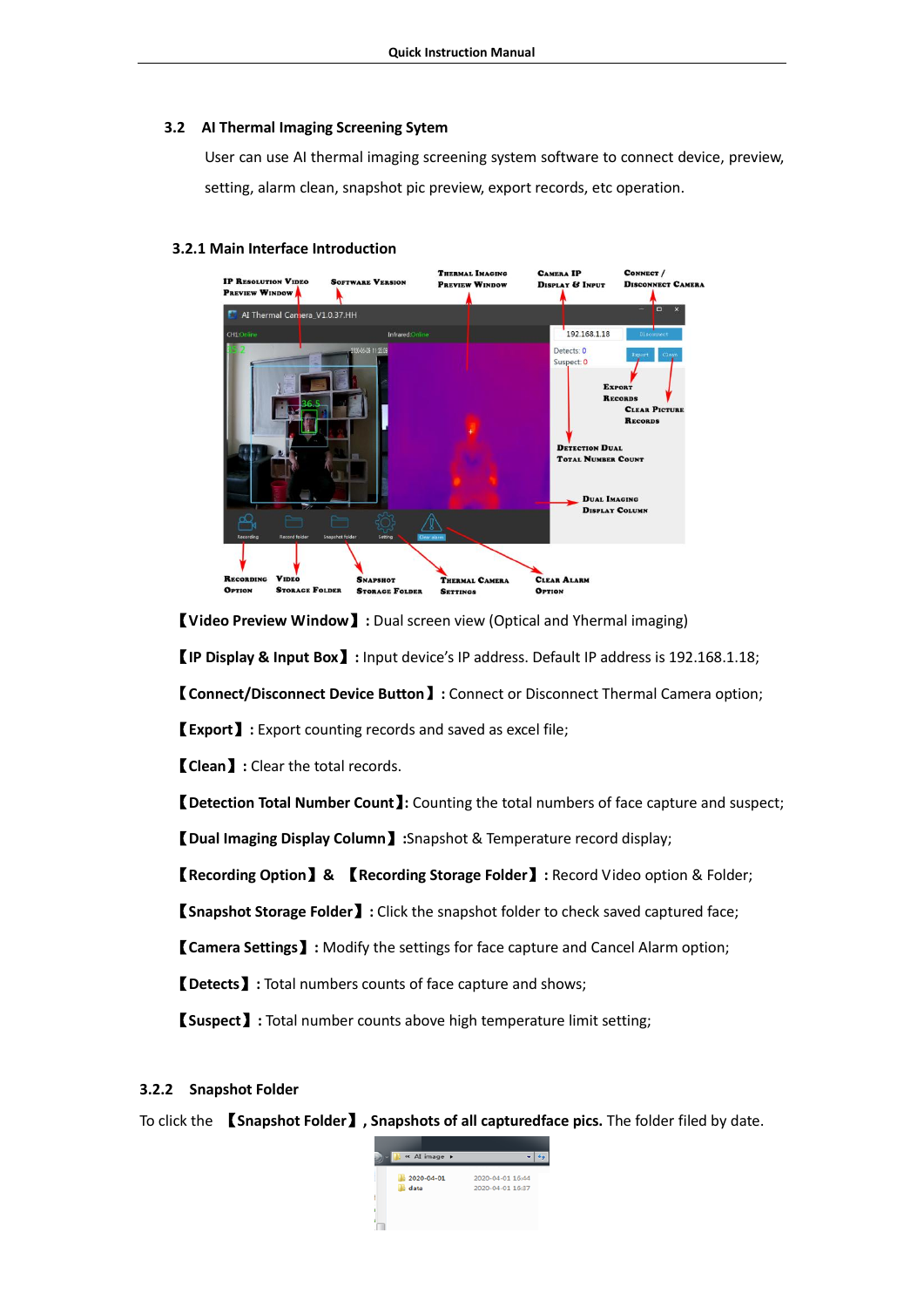### 3.2 AI Thermal Imaging Screening Sytem

User can use AI thermal imaging screening system software to connect device, preview, setting, alarm clean, snapshot pic preview, export records, etc operation.

#### 3.2.1 Main Interface Introduction

【**Video Preview Window**】**:** Dual screen view (Optical and Yhermal imaging)

【**IP Display & Input Box**】**:** Input device's IP address. Default IP address is 192.168.1.18;

【**Connect/Disconnect Device Button**】**:** Connect or Disconnect Thermal Camera option;

【**Export**】**:** Export counting records and saved as excel file;

【**Clean**】**:** Clear the total records.

【**Detection Total Number Count**】**:** Counting the total numbers of face capture and suspect;

【**Dual Imaging Display Column**】 **:**Snapshot & Temperature record display;

【**Recording Option**】 **&** 【**Recording Storage Folder**】**:** Record Video option & Folder;

【**Snapshot Storage Folder**】**:** Click the snapshot folder to check saved captured face;

【**Camera Settings**】**:** Modify the settings for face capture and Cancel Alarm option;

【**Detects**】**:** Total numbers counts of face capture and shows;

【**Suspect**】**:** Total number counts above high temperature limit setting;

#### 3.2.2 Snapshot Folder

To click the 【**Snapshot Folder**】**, Snapshots of all capturedface pics.** The folder filed by date.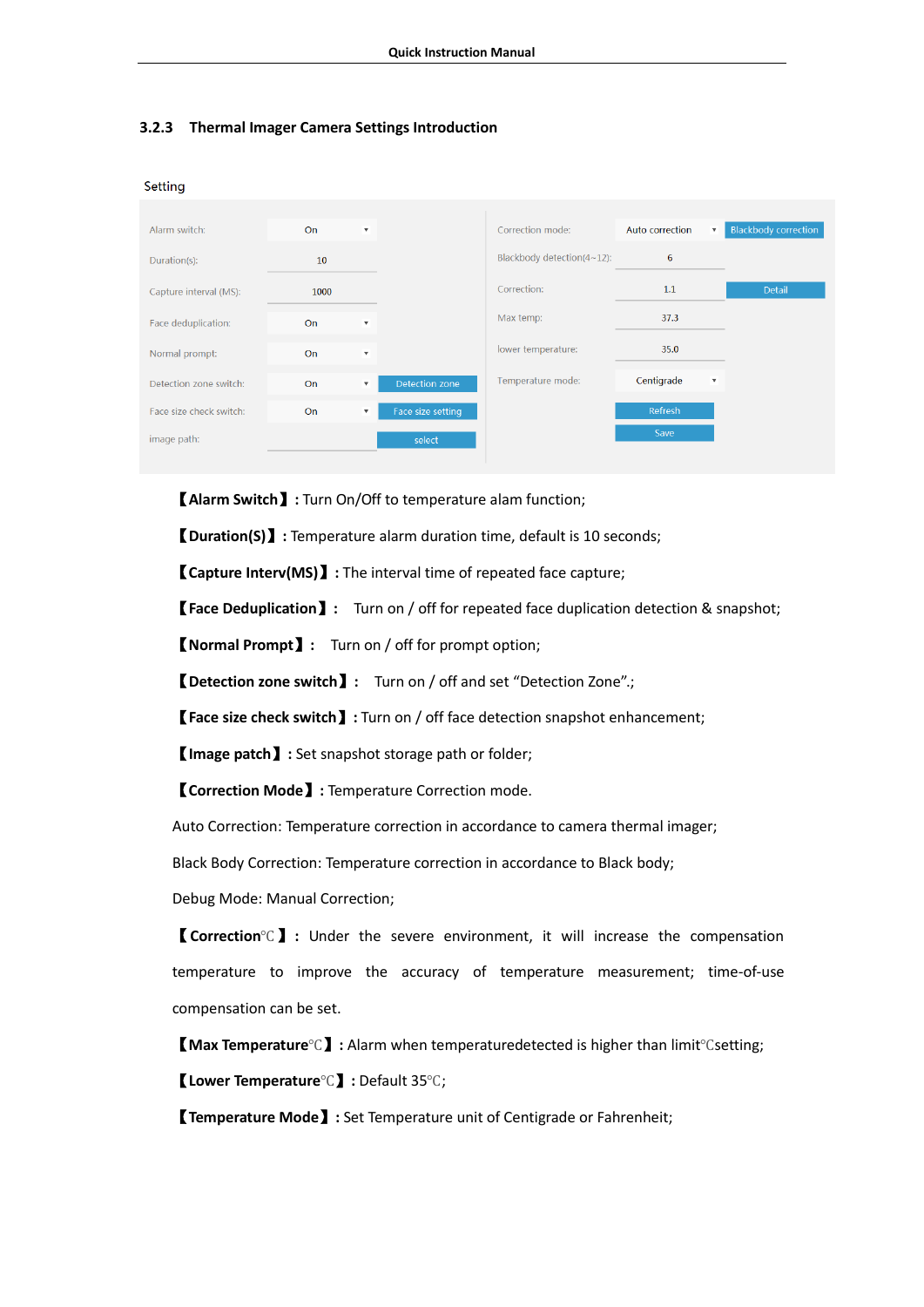### 3.2.3 Thermal Imager Camera Settings Introduction

Setting

| | | | | | |
|---|---|---|---|---|---|
| Alarm switch: | On | | Correction mode: | Auto correction | Blackbody correction |
| Duration(s): | 10 | | Blackbody detection(4~12): | 6 | |
| Capture interval (MS): | 1000 | | Correction: | 1.1 | Detail |
| Face deduplication: | On | | Max temp: | 37.3 | |
| Normal prompt: | On | | lower temperature: | 35.0 | |
| Detection zone switch: | On | Detection zone | Temperature mode: | Centigrade | |
| Face size check switch: | On | Face size setting | | Refresh | |
| image path: | | select | | Save | |

【**Alarm Switch**】: Turn On/Off to temperature alam function;

【**Duration(S)**】: Temperature alarm duration time, default is 10 seconds;

【**Capture Interv(MS)**】: The interval time of repeated face capture;

【**Face Deduplication**】: Turn on / off for repeated face duplication detection & snapshot;

【**Normal Prompt**】: Turn on / off for prompt option;

【**Detection zone switch**】: Turn on / off and set "Detection Zone".;

【**Face size check switch**】: Turn on / off face detection snapshot enhancement;

【**Image patch**】: Set snapshot storage path or folder;

【**Correction Mode**】: Temperature Correction mode.

Auto Correction: Temperature correction in accordance to camera thermal imager;

Black Body Correction: Temperature correction in accordance to Black body;

Debug Mode: Manual Correction;

【**Correction**℃】: Under the severe environment, it will increase the compensation temperature to improve the accuracy of temperature measurement; time-of-use compensation can be set.

【**Max Temperature**℃】: Alarm when temperaturedetected is higher than limit℃setting;

【**Lower Temperature**℃】: Default 35℃;

【**Temperature Mode**】: Set Temperature unit of Centigrade or Fahrenheit;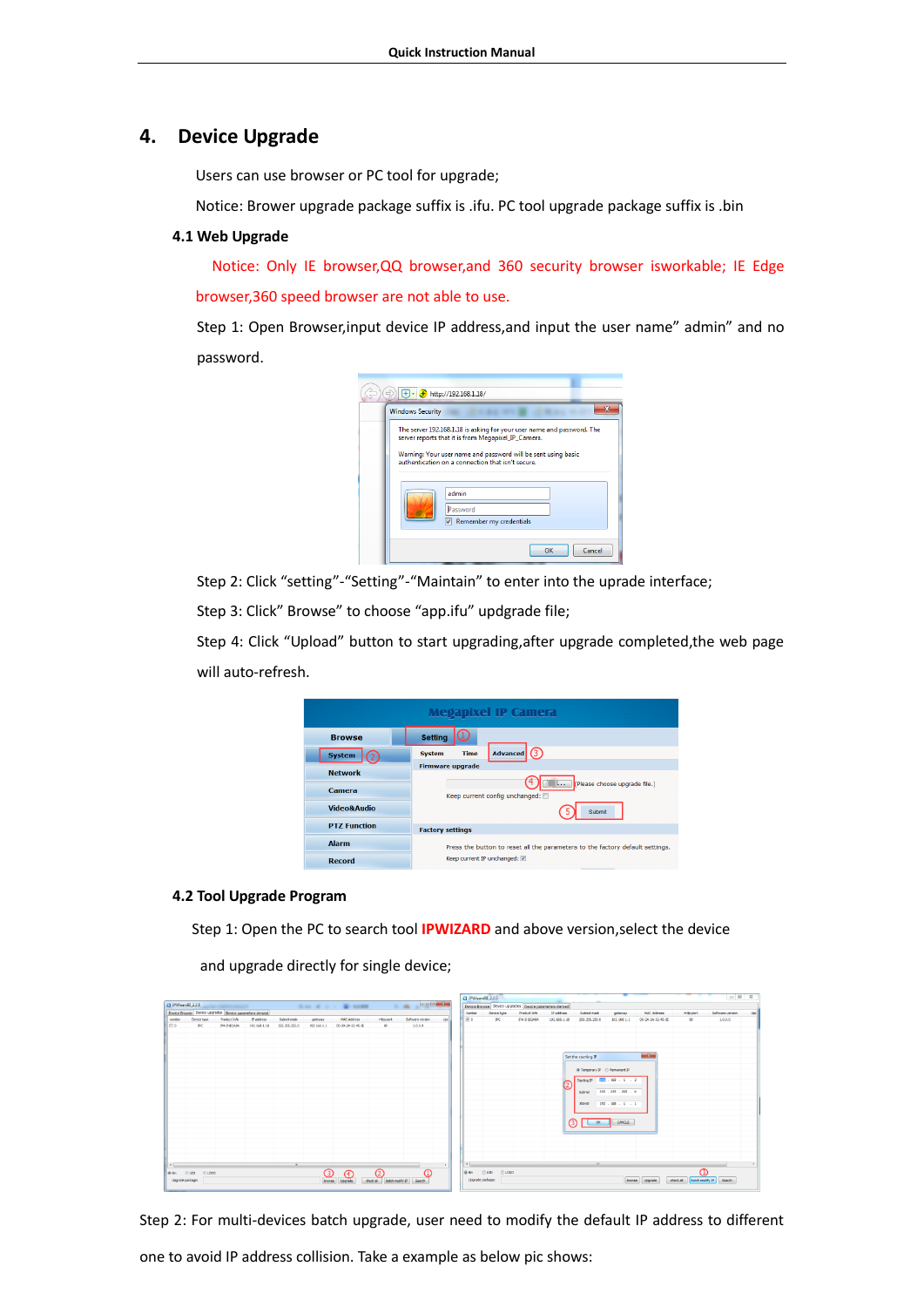## 4. Device Upgrade

Users can use browser or PC tool for upgrade;

Notice: Brower upgrade package suffix is .ifu. PC tool upgrade package suffix is .bin

### 4.1 Web Upgrade

Notice: Only IE browser,QQ browser,and 360 security browser isworkable; IE Edge browser,360 speed browser are not able to use.

Step 1: Open Browser,input device IP address,and input the user name" admin" and no password.

Step 2: Click "setting"-"Setting"-"Maintain" to enter into the uprade interface;

Step 3: Click" Browse" to choose "app.ifu" updgrade file;

Step 4: Click "Upload" button to start upgrading,after upgrade completed,the web page will auto-refresh.

### 4.2 Tool Upgrade Program

Step 1: Open the PC to search tool **IPWIZARD** and above version,select the device and upgrade directly for single device;

Step 2: For multi-devices batch upgrade, user need to modify the default IP address to different one to avoid IP address collision. Take a example as below pic shows: